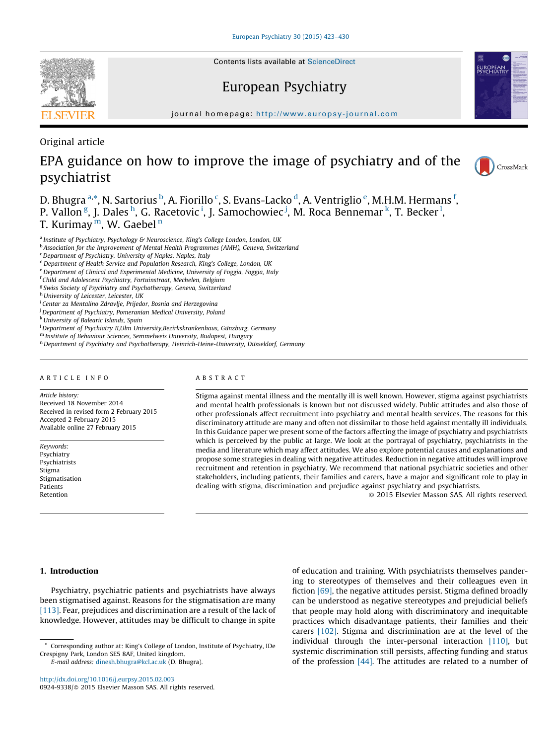Contents lists available at ScienceDirect

# European Psychiatry

journal homepage: http://www.europsy-journal.com

Original article

# EPA guidance on how to improve the image of psychiatry and of the psychiatrist

D. Bhugra [a,*], N. Sartorius [b], A. Fiorillo [c], S. Evans-Lacko [d], A. Ventriglio [e], M.H.M. Hermans [f], P. Vallon [g], J. Dales [h], G. Racetovic [i], J. Samochowiec [j], M. Roca Bennemar [k], T. Becker [l], T. Kurimay [m], W. Gaebel [n]

[a] Institute of Psychiatry, Psychology & Neuroscience, King's College London, London, UK
[b] Association for the Improvement of Mental Health Programmes (AMH), Geneva, Switzerland
[c] Department of Psychiatry, University of Naples, Naples, Italy
[d] Department of Health Service and Population Research, King's College, London, UK
[e] Department of Clinical and Experimental Medicine, University of Foggia, Foggia, Italy
[f] Child and Adolescent Psychiatry, Fortuinstraat, Mechelen, Belgium
[g] Swiss Society of Psychiatry and Psychotherapy, Geneva, Switzerland
[h] University of Leicester, Leicester, UK
[i] Centar za Mentalino Zdravlje, Prijedor, Bosnia and Herzegovina
[j] Department of Psychiatry, Pomeranian Medical University, Poland
[k] University of Balearic Islands, Spain
[l] Department of Psychiatry II,Ulm University,Bezirkskrankenhaus, Günzburg, Germany
[m] Institute of Behaviour Sciences, Semmelweis University, Budapest, Hungary
[n] Department of Psychiatry and Psychotherapy, Heinrich-Heine-University, Düsseldorf, Germany

## ARTICLE INFO

*Article history:*
Received 18 November 2014
Received in revised form 2 February 2015
Accepted 2 February 2015
Available online 27 February 2015

*Keywords:*
Psychiatry
Psychiatrists
Stigma
Stigmatisation
Patients
Retention

## ABSTRACT

Stigma against mental illness and the mentally ill is well known. However, stigma against psychiatrists and mental health professionals is known but not discussed widely. Public attitudes and also those of other professionals affect recruitment into psychiatry and mental health services. The reasons for this discriminatory attitude are many and often not dissimilar to those held against mentally ill individuals. In this Guidance paper we present some of the factors affecting the image of psychiatry and psychiatrists which is perceived by the public at large. We look at the portrayal of psychiatry, psychiatrists in the media and literature which may affect attitudes. We also explore potential causes and explanations and propose some strategies in dealing with negative attitudes. Reduction in negative attitudes will improve recruitment and retention in psychiatry. We recommend that national psychiatric societies and other stakeholders, including patients, their families and carers, have a major and significant role to play in dealing with stigma, discrimination and prejudice against psychiatry and psychiatrists.

© 2015 Elsevier Masson SAS. All rights reserved.

## 1. Introduction

Psychiatry, psychiatric patients and psychiatrists have always been stigmatised against. Reasons for the stigmatisation are many [113]. Fear, prejudices and discrimination are a result of the lack of knowledge. However, attitudes may be difficult to change in spite of education and training. With psychiatrists themselves pandering to stereotypes of themselves and their colleagues even in fiction [69], the negative attitudes persist. Stigma defined broadly can be understood as negative stereotypes and prejudicial beliefs that people may hold along with discriminatory and inequitable practices which disadvantage patients, their families and their carers [102]. Stigma and discrimination are at the level of the individual through the inter-personal interaction [110], but systemic discrimination still persists, affecting funding and status of the profession [44]. The attitudes are related to a number of

\* Corresponding author at: King's College of London, Institute of Psychiatry, IDe Crespigny Park, London SE5 8AF, United kingdom.
E-mail address: dinesh.bhugra@kcl.ac.uk (D. Bhugra).

http://dx.doi.org/10.1016/j.eurpsy.2015.02.003
0924-9338/© 2015 Elsevier Masson SAS. All rights reserved.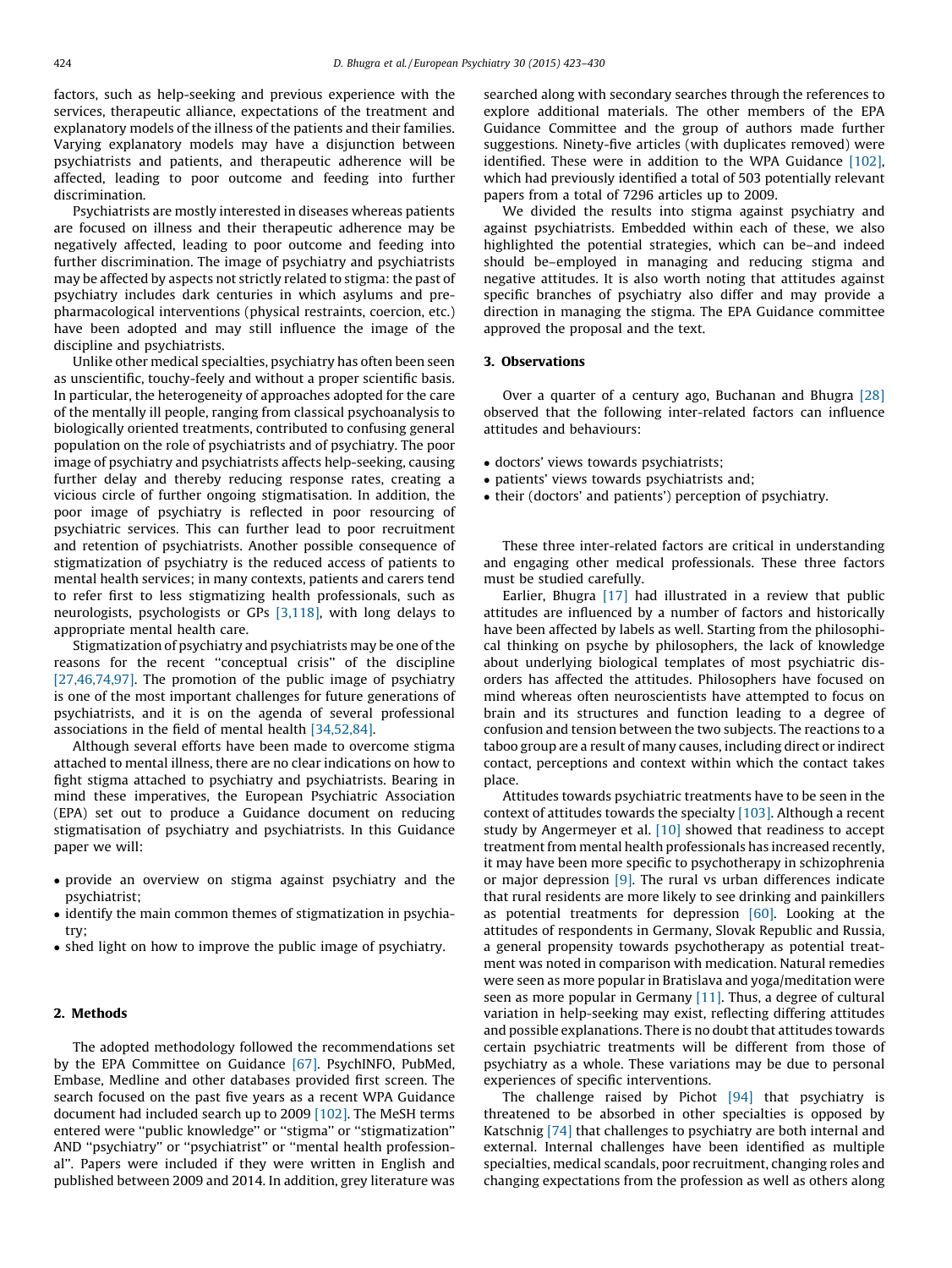factors, such as help-seeking and previous experience with the services, therapeutic alliance, expectations of the treatment and explanatory models of the illness of the patients and their families. Varying explanatory models may have a disjunction between psychiatrists and patients, and therapeutic adherence will be affected, leading to poor outcome and feeding into further discrimination.

Psychiatrists are mostly interested in diseases whereas patients are focused on illness and their therapeutic adherence may be negatively affected, leading to poor outcome and feeding into further discrimination. The image of psychiatry and psychiatrists may be affected by aspects not strictly related to stigma: the past of psychiatry includes dark centuries in which asylums and pre-pharmacological interventions (physical restraints, coercion, etc.) have been adopted and may still influence the image of the discipline and psychiatrists.

Unlike other medical specialties, psychiatry has often been seen as unscientific, touchy-feely and without a proper scientific basis. In particular, the heterogeneity of approaches adopted for the care of the mentally ill people, ranging from classical psychoanalysis to biologically oriented treatments, contributed to confusing general population on the role of psychiatrists and of psychiatry. The poor image of psychiatry and psychiatrists affects help-seeking, causing further delay and thereby reducing response rates, creating a vicious circle of further ongoing stigmatisation. In addition, the poor image of psychiatry is reflected in poor resourcing of psychiatric services. This can further lead to poor recruitment and retention of psychiatrists. Another possible consequence of stigmatization of psychiatry is the reduced access of patients to mental health services; in many contexts, patients and carers tend to refer first to less stigmatizing health professionals, such as neurologists, psychologists or GPs [3,118], with long delays to appropriate mental health care.

Stigmatization of psychiatry and psychiatrists may be one of the reasons for the recent "conceptual crisis" of the discipline [27,46,74,97]. The promotion of the public image of psychiatry is one of the most important challenges for future generations of psychiatrists, and it is on the agenda of several professional associations in the field of mental health [34,52,84].

Although several efforts have been made to overcome stigma attached to mental illness, there are no clear indications on how to fight stigma attached to psychiatry and psychiatrists. Bearing in mind these imperatives, the European Psychiatric Association (EPA) set out to produce a Guidance document on reducing stigmatisation of psychiatry and psychiatrists. In this Guidance paper we will:

- provide an overview on stigma against psychiatry and the psychiatrist;
- identify the main common themes of stigmatization in psychiatry;
- shed light on how to improve the public image of psychiatry.

## 2. Methods

The adopted methodology followed the recommendations set by the EPA Committee on Guidance [67]. PsychINFO, PubMed, Embase, Medline and other databases provided first screen. The search focused on the past five years as a recent WPA Guidance document had included search up to 2009 [102]. The MeSH terms entered were "public knowledge" or "stigma" or "stigmatization" AND "psychiatry" or "psychiatrist" or "mental health professional". Papers were included if they were written in English and published between 2009 and 2014. In addition, grey literature was searched along with secondary searches through the references to explore additional materials. The other members of the EPA Guidance Committee and the group of authors made further suggestions. Ninety-five articles (with duplicates removed) were identified. These were in addition to the WPA Guidance [102], which had previously identified a total of 503 potentially relevant papers from a total of 7296 articles up to 2009.

We divided the results into stigma against psychiatry and against psychiatrists. Embedded within each of these, we also highlighted the potential strategies, which can be–and indeed should be–employed in managing and reducing stigma and negative attitudes. It is also worth noting that attitudes against specific branches of psychiatry also differ and may provide a direction in managing the stigma. The EPA Guidance committee approved the proposal and the text.

## 3. Observations

Over a quarter of a century ago, Buchanan and Bhugra [28] observed that the following inter-related factors can influence attitudes and behaviours:

- doctors' views towards psychiatrists;
- patients' views towards psychiatrists and;
- their (doctors' and patients') perception of psychiatry.

These three inter-related factors are critical in understanding and engaging other medical professionals. These three factors must be studied carefully.

Earlier, Bhugra [17] had illustrated in a review that public attitudes are influenced by a number of factors and historically have been affected by labels as well. Starting from the philosophical thinking on psyche by philosophers, the lack of knowledge about underlying biological templates of most psychiatric disorders has affected the attitudes. Philosophers have focused on mind whereas often neuroscientists have attempted to focus on brain and its structures and function leading to a degree of confusion and tension between the two subjects. The reactions to a taboo group are a result of many causes, including direct or indirect contact, perceptions and context within which the contact takes place.

Attitudes towards psychiatric treatments have to be seen in the context of attitudes towards the specialty [103]. Although a recent study by Angermeyer et al. [10] showed that readiness to accept treatment from mental health professionals has increased recently, it may have been more specific to psychotherapy in schizophrenia or major depression [9]. The rural vs urban differences indicate that rural residents are more likely to see drinking and painkillers as potential treatments for depression [60]. Looking at the attitudes of respondents in Germany, Slovak Republic and Russia, a general propensity towards psychotherapy as potential treatment was noted in comparison with medication. Natural remedies were seen as more popular in Bratislava and yoga/meditation were seen as more popular in Germany [11]. Thus, a degree of cultural variation in help-seeking may exist, reflecting differing attitudes and possible explanations. There is no doubt that attitudes towards certain psychiatric treatments will be different from those of psychiatry as a whole. These variations may be due to personal experiences of specific interventions.

The challenge raised by Pichot [94] that psychiatry is threatened to be absorbed in other specialties is opposed by Katschnig [74] that challenges to psychiatry are both internal and external. Internal challenges have been identified as multiple specialties, medical scandals, poor recruitment, changing roles and changing expectations from the profession as well as others along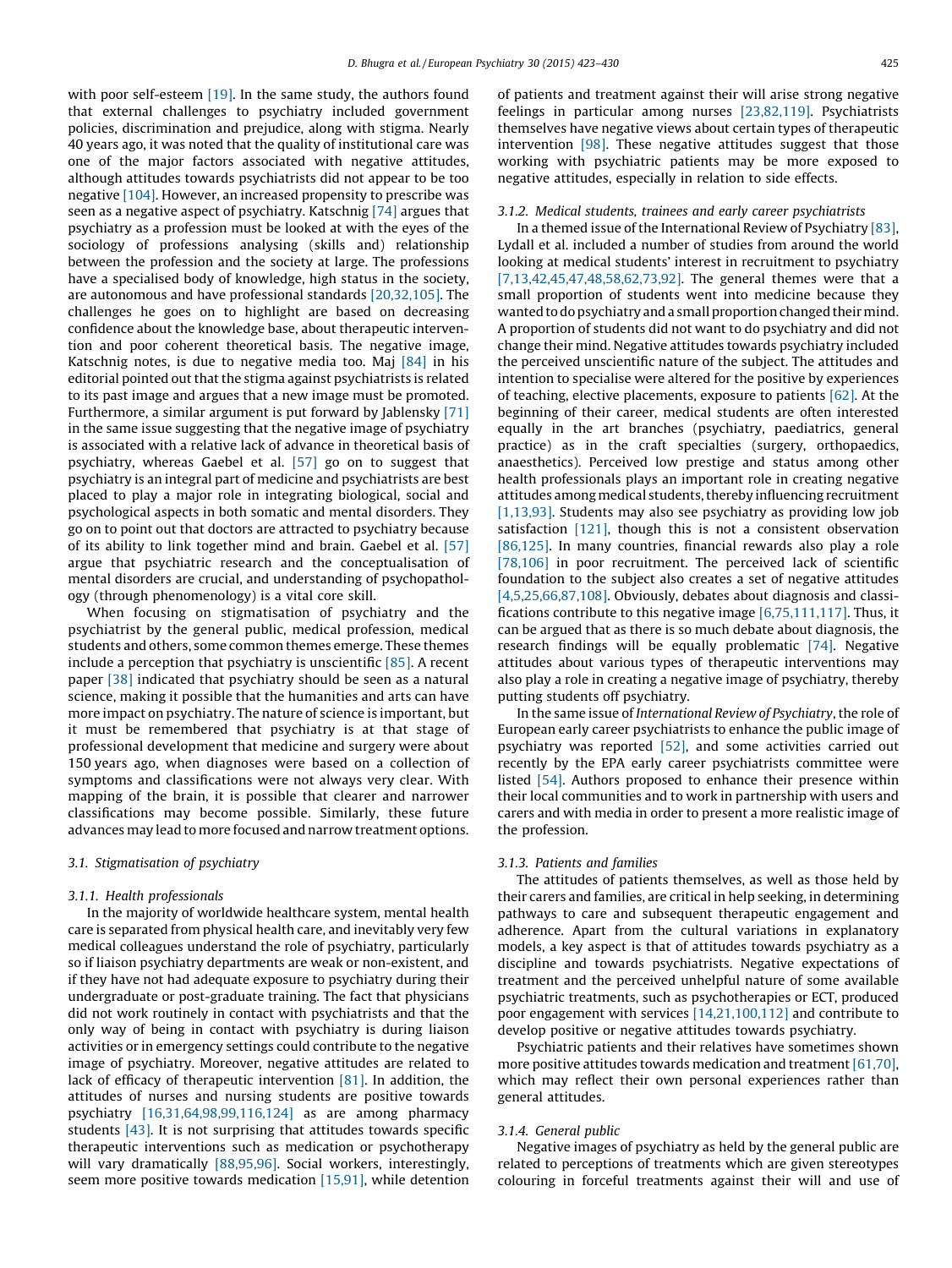with poor self-esteem [19]. In the same study, the authors found that external challenges to psychiatry included government policies, discrimination and prejudice, along with stigma. Nearly 40 years ago, it was noted that the quality of institutional care was one of the major factors associated with negative attitudes, although attitudes towards psychiatrists did not appear to be too negative [104]. However, an increased propensity to prescribe was seen as a negative aspect of psychiatry. Katschnig [74] argues that psychiatry as a profession must be looked at with the eyes of the sociology of professions analysing (skills and) relationship between the profession and the society at large. The professions have a specialised body of knowledge, high status in the society, are autonomous and have professional standards [20,32,105]. The challenges he goes on to highlight are based on decreasing confidence about the knowledge base, about therapeutic intervention and poor coherent theoretical basis. The negative image, Katschnig notes, is due to negative media too. Maj [84] in his editorial pointed out that the stigma against psychiatrists is related to its past image and argues that a new image must be promoted. Furthermore, a similar argument is put forward by Jablensky [71] in the same issue suggesting that the negative image of psychiatry is associated with a relative lack of advance in theoretical basis of psychiatry, whereas Gaebel et al. [57] go on to suggest that psychiatry is an integral part of medicine and psychiatrists are best placed to play a major role in integrating biological, social and psychological aspects in both somatic and mental disorders. They go on to point out that doctors are attracted to psychiatry because of its ability to link together mind and brain. Gaebel et al. [57] argue that psychiatric research and the conceptualisation of mental disorders are crucial, and understanding of psychopathology (through phenomenology) is a vital core skill.

When focusing on stigmatisation of psychiatry and the psychiatrist by the general public, medical profession, medical students and others, some common themes emerge. These themes include a perception that psychiatry is unscientific [85]. A recent paper [38] indicated that psychiatry should be seen as a natural science, making it possible that the humanities and arts can have more impact on psychiatry. The nature of science is important, but it must be remembered that psychiatry is at that stage of professional development that medicine and surgery were about 150 years ago, when diagnoses were based on a collection of symptoms and classifications were not always very clear. With mapping of the brain, it is possible that clearer and narrower classifications may become possible. Similarly, these future advances may lead to more focused and narrow treatment options.

### 3.1. Stigmatisation of psychiatry

#### 3.1.1. Health professionals

In the majority of worldwide healthcare system, mental health care is separated from physical health care, and inevitably very few medical colleagues understand the role of psychiatry, particularly so if liaison psychiatry departments are weak or non-existent, and if they have not had adequate exposure to psychiatry during their undergraduate or post-graduate training. The fact that physicians did not work routinely in contact with psychiatrists and that the only way of being in contact with psychiatry is during liaison activities or in emergency settings could contribute to the negative image of psychiatry. Moreover, negative attitudes are related to lack of efficacy of therapeutic intervention [81]. In addition, the attitudes of nurses and nursing students are positive towards psychiatry [16,31,64,98,99,116,124] as are among pharmacy students [43]. It is not surprising that attitudes towards specific therapeutic interventions such as medication or psychotherapy will vary dramatically [88,95,96]. Social workers, interestingly, seem more positive towards medication [15,91], while detention of patients and treatment against their will arise strong negative feelings in particular among nurses [23,82,119]. Psychiatrists themselves have negative views about certain types of therapeutic intervention [98]. These negative attitudes suggest that those working with psychiatric patients may be more exposed to negative attitudes, especially in relation to side effects.

#### 3.1.2. Medical students, trainees and early career psychiatrists

In a themed issue of the International Review of Psychiatry [83], Lydall et al. included a number of studies from around the world looking at medical students' interest in recruitment to psychiatry [7,13,42,45,47,48,58,62,73,92]. The general themes were that a small proportion of students went into medicine because they wanted to do psychiatry and a small proportion changed their mind. A proportion of students did not want to do psychiatry and did not change their mind. Negative attitudes towards psychiatry included the perceived unscientific nature of the subject. The attitudes and intention to specialise were altered for the positive by experiences of teaching, elective placements, exposure to patients [62]. At the beginning of their career, medical students are often interested equally in the art branches (psychiatry, paediatrics, general practice) as in the craft specialties (surgery, orthopaedics, anaesthetics). Perceived low prestige and status among other health professionals plays an important role in creating negative attitudes among medical students, thereby influencing recruitment [1,13,93]. Students may also see psychiatry as providing low job satisfaction [121], though this is not a consistent observation [86,125]. In many countries, financial rewards also play a role [78,106] in poor recruitment. The perceived lack of scientific foundation to the subject also creates a set of negative attitudes [4,5,25,66,87,108]. Obviously, debates about diagnosis and classifications contribute to this negative image [6,75,111,117]. Thus, it can be argued that as there is so much debate about diagnosis, the research findings will be equally problematic [74]. Negative attitudes about various types of therapeutic interventions may also play a role in creating a negative image of psychiatry, thereby putting students off psychiatry.

In the same issue of *International Review of Psychiatry*, the role of European early career psychiatrists to enhance the public image of psychiatry was reported [52], and some activities carried out recently by the EPA early career psychiatrists committee were listed [54]. Authors proposed to enhance their presence within their local communities and to work in partnership with users and carers and with media in order to present a more realistic image of the profession.

#### 3.1.3. Patients and families

The attitudes of patients themselves, as well as those held by their carers and families, are critical in help seeking, in determining pathways to care and subsequent therapeutic engagement and adherence. Apart from the cultural variations in explanatory models, a key aspect is that of attitudes towards psychiatry as a discipline and towards psychiatrists. Negative expectations of treatment and the perceived unhelpful nature of some available psychiatric treatments, such as psychotherapies or ECT, produced poor engagement with services [14,21,100,112] and contribute to develop positive or negative attitudes towards psychiatry.

Psychiatric patients and their relatives have sometimes shown more positive attitudes towards medication and treatment [61,70], which may reflect their own personal experiences rather than general attitudes.

#### 3.1.4. General public

Negative images of psychiatry as held by the general public are related to perceptions of treatments which are given stereotypes colouring in forceful treatments against their will and use of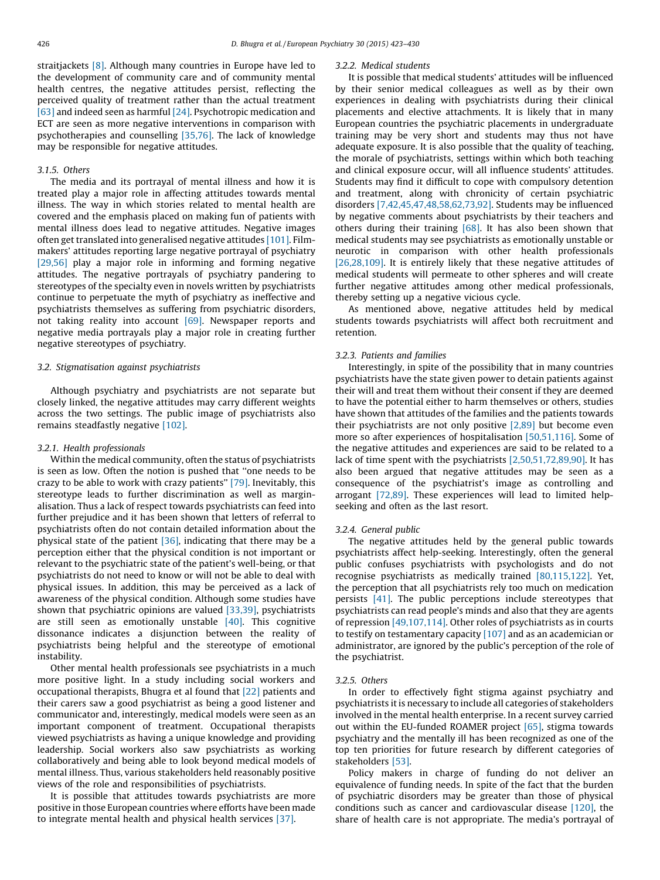straitjackets [8]. Although many countries in Europe have led to the development of community care and of community mental health centres, the negative attitudes persist, reflecting the perceived quality of treatment rather than the actual treatment [63] and indeed seen as harmful [24]. Psychotropic medication and ECT are seen as more negative interventions in comparison with psychotherapies and counselling [35,76]. The lack of knowledge may be responsible for negative attitudes.

#### 3.1.5. Others

The media and its portrayal of mental illness and how it is treated play a major role in affecting attitudes towards mental illness. The way in which stories related to mental health are covered and the emphasis placed on making fun of patients with mental illness does lead to negative attitudes. Negative images often get translated into generalised negative attitudes [101]. Film-makers' attitudes reporting large negative portrayal of psychiatry [29,56] play a major role in informing and forming negative attitudes. The negative portrayals of psychiatry pandering to stereotypes of the specialty even in novels written by psychiatrists continue to perpetuate the myth of psychiatry as ineffective and psychiatrists themselves as suffering from psychiatric disorders, not taking reality into account [69]. Newspaper reports and negative media portrayals play a major role in creating further negative stereotypes of psychiatry.

### 3.2. Stigmatisation against psychiatrists

Although psychiatry and psychiatrists are not separate but closely linked, the negative attitudes may carry different weights across the two settings. The public image of psychiatrists also remains steadfastly negative [102].

#### 3.2.1. Health professionals

Within the medical community, often the status of psychiatrists is seen as low. Often the notion is pushed that "one needs to be crazy to be able to work with crazy patients" [79]. Inevitably, this stereotype leads to further discrimination as well as marginalisation. Thus a lack of respect towards psychiatrists can feed into further prejudice and it has been shown that letters of referral to psychiatrists often do not contain detailed information about the physical state of the patient [36], indicating that there may be a perception either that the physical condition is not important or relevant to the psychiatric state of the patient's well-being, or that psychiatrists do not need to know or will not be able to deal with physical issues. In addition, this may be perceived as a lack of awareness of the physical condition. Although some studies have shown that psychiatric opinions are valued [33,39], psychiatrists are still seen as emotionally unstable [40]. This cognitive dissonance indicates a disjunction between the reality of psychiatrists being helpful and the stereotype of emotional instability.

Other mental health professionals see psychiatrists in a much more positive light. In a study including social workers and occupational therapists, Bhugra et al found that [22] patients and their carers saw a good psychiatrist as being a good listener and communicator and, interestingly, medical models were seen as an important component of treatment. Occupational therapists viewed psychiatrists as having a unique knowledge and providing leadership. Social workers also saw psychiatrists as working collaboratively and being able to look beyond medical models of mental illness. Thus, various stakeholders held reasonably positive views of the role and responsibilities of psychiatrists.

It is possible that attitudes towards psychiatrists are more positive in those European countries where efforts have been made to integrate mental health and physical health services [37].

#### 3.2.2. Medical students

It is possible that medical students' attitudes will be influenced by their senior medical colleagues as well as by their own experiences in dealing with psychiatrists during their clinical placements and elective attachments. It is likely that in many European countries the psychiatric placements in undergraduate training may be very short and students may thus not have adequate exposure. It is also possible that the quality of teaching, the morale of psychiatrists, settings within which both teaching and clinical exposure occur, will all influence students' attitudes. Students may find it difficult to cope with compulsory detention and treatment, along with chronicity of certain psychiatric disorders [7,42,45,47,48,58,62,73,92]. Students may be influenced by negative comments about psychiatrists by their teachers and others during their training [68]. It has also been shown that medical students may see psychiatrists as emotionally unstable or neurotic in comparison with other health professionals [26,28,109]. It is entirely likely that these negative attitudes of medical students will permeate to other spheres and will create further negative attitudes among other medical professionals, thereby setting up a negative vicious cycle.

As mentioned above, negative attitudes held by medical students towards psychiatrists will affect both recruitment and retention.

#### 3.2.3. Patients and families

Interestingly, in spite of the possibility that in many countries psychiatrists have the state given power to detain patients against their will and treat them without their consent if they are deemed to have the potential either to harm themselves or others, studies have shown that attitudes of the families and the patients towards their psychiatrists are not only positive [2,89] but become even more so after experiences of hospitalisation [50,51,116]. Some of the negative attitudes and experiences are said to be related to a lack of time spent with the psychiatrists [2,50,51,72,89,90]. It has also been argued that negative attitudes may be seen as a consequence of the psychiatrist's image as controlling and arrogant [72,89]. These experiences will lead to limited help-seeking and often as the last resort.

#### 3.2.4. General public

The negative attitudes held by the general public towards psychiatrists affect help-seeking. Interestingly, often the general public confuses psychiatrists with psychologists and do not recognise psychiatrists as medically trained [80,115,122]. Yet, the perception that all psychiatrists rely too much on medication persists [41]. The public perceptions include stereotypes that psychiatrists can read people's minds and also that they are agents of repression [49,107,114]. Other roles of psychiatrists as in courts to testify on testamentary capacity [107] and as an academician or administrator, are ignored by the public's perception of the role of the psychiatrist.

#### 3.2.5. Others

In order to effectively fight stigma against psychiatry and psychiatrists it is necessary to include all categories of stakeholders involved in the mental health enterprise. In a recent survey carried out within the EU-funded ROAMER project [65], stigma towards psychiatry and the mentally ill has been recognized as one of the top ten priorities for future research by different categories of stakeholders [53].

Policy makers in charge of funding do not deliver an equivalence of funding needs. In spite of the fact that the burden of psychiatric disorders may be greater than those of physical conditions such as cancer and cardiovascular disease [120], the share of health care is not appropriate. The media's portrayal of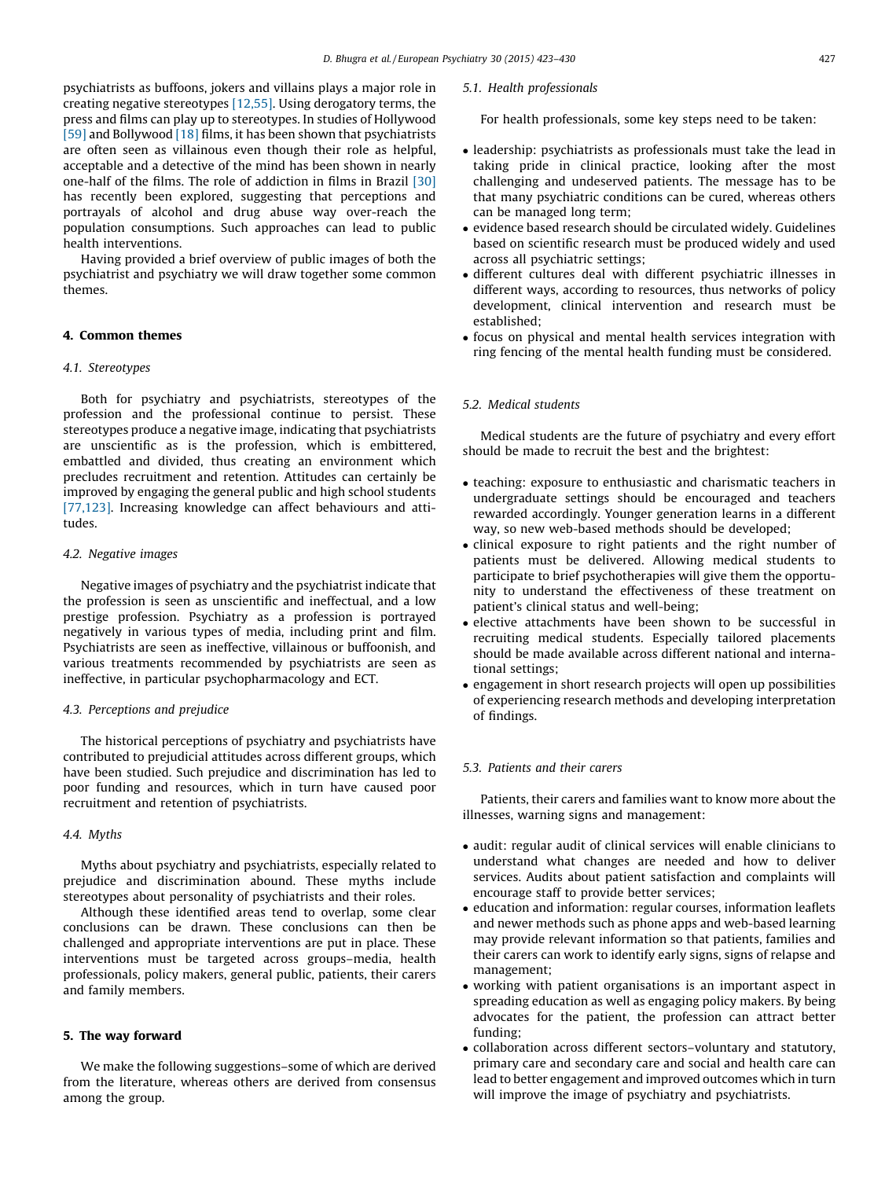psychiatrists as buffoons, jokers and villains plays a major role in creating negative stereotypes [12,55]. Using derogatory terms, the press and films can play up to stereotypes. In studies of Hollywood [59] and Bollywood [18] films, it has been shown that psychiatrists are often seen as villainous even though their role as helpful, acceptable and a detective of the mind has been shown in nearly one-half of the films. The role of addiction in films in Brazil [30] has recently been explored, suggesting that perceptions and portrayals of alcohol and drug abuse way over-reach the population consumptions. Such approaches can lead to public health interventions.

Having provided a brief overview of public images of both the psychiatrist and psychiatry we will draw together some common themes.

## 4. Common themes

### 4.1. Stereotypes

Both for psychiatry and psychiatrists, stereotypes of the profession and the professional continue to persist. These stereotypes produce a negative image, indicating that psychiatrists are unscientific as is the profession, which is embittered, embattled and divided, thus creating an environment which precludes recruitment and retention. Attitudes can certainly be improved by engaging the general public and high school students [77,123]. Increasing knowledge can affect behaviours and attitudes.

### 4.2. Negative images

Negative images of psychiatry and the psychiatrist indicate that the profession is seen as unscientific and ineffectual, and a low prestige profession. Psychiatry as a profession is portrayed negatively in various types of media, including print and film. Psychiatrists are seen as ineffective, villainous or buffoonish, and various treatments recommended by psychiatrists are seen as ineffective, in particular psychopharmacology and ECT.

### 4.3. Perceptions and prejudice

The historical perceptions of psychiatry and psychiatrists have contributed to prejudicial attitudes across different groups, which have been studied. Such prejudice and discrimination has led to poor funding and resources, which in turn have caused poor recruitment and retention of psychiatrists.

### 4.4. Myths

Myths about psychiatry and psychiatrists, especially related to prejudice and discrimination abound. These myths include stereotypes about personality of psychiatrists and their roles.

Although these identified areas tend to overlap, some clear conclusions can be drawn. These conclusions can then be challenged and appropriate interventions are put in place. These interventions must be targeted across groups–media, health professionals, policy makers, general public, patients, their carers and family members.

## 5. The way forward

We make the following suggestions–some of which are derived from the literature, whereas others are derived from consensus among the group.

### 5.1. Health professionals

For health professionals, some key steps need to be taken:

- leadership: psychiatrists as professionals must take the lead in taking pride in clinical practice, looking after the most challenging and undeserved patients. The message has to be that many psychiatric conditions can be cured, whereas others can be managed long term;
- evidence based research should be circulated widely. Guidelines based on scientific research must be produced widely and used across all psychiatric settings;
- different cultures deal with different psychiatric illnesses in different ways, according to resources, thus networks of policy development, clinical intervention and research must be established;
- focus on physical and mental health services integration with ring fencing of the mental health funding must be considered.

### 5.2. Medical students

Medical students are the future of psychiatry and every effort should be made to recruit the best and the brightest:

- teaching: exposure to enthusiastic and charismatic teachers in undergraduate settings should be encouraged and teachers rewarded accordingly. Younger generation learns in a different way, so new web-based methods should be developed;
- clinical exposure to right patients and the right number of patients must be delivered. Allowing medical students to participate to brief psychotherapies will give them the opportunity to understand the effectiveness of these treatment on patient's clinical status and well-being;
- elective attachments have been shown to be successful in recruiting medical students. Especially tailored placements should be made available across different national and international settings;
- engagement in short research projects will open up possibilities of experiencing research methods and developing interpretation of findings.

### 5.3. Patients and their carers

Patients, their carers and families want to know more about the illnesses, warning signs and management:

- audit: regular audit of clinical services will enable clinicians to understand what changes are needed and how to deliver services. Audits about patient satisfaction and complaints will encourage staff to provide better services;
- education and information: regular courses, information leaflets and newer methods such as phone apps and web-based learning may provide relevant information so that patients, families and their carers can work to identify early signs, signs of relapse and management;
- working with patient organisations is an important aspect in spreading education as well as engaging policy makers. By being advocates for the patient, the profession can attract better funding;
- collaboration across different sectors–voluntary and statutory, primary care and secondary care and social and health care can lead to better engagement and improved outcomes which in turn will improve the image of psychiatry and psychiatrists.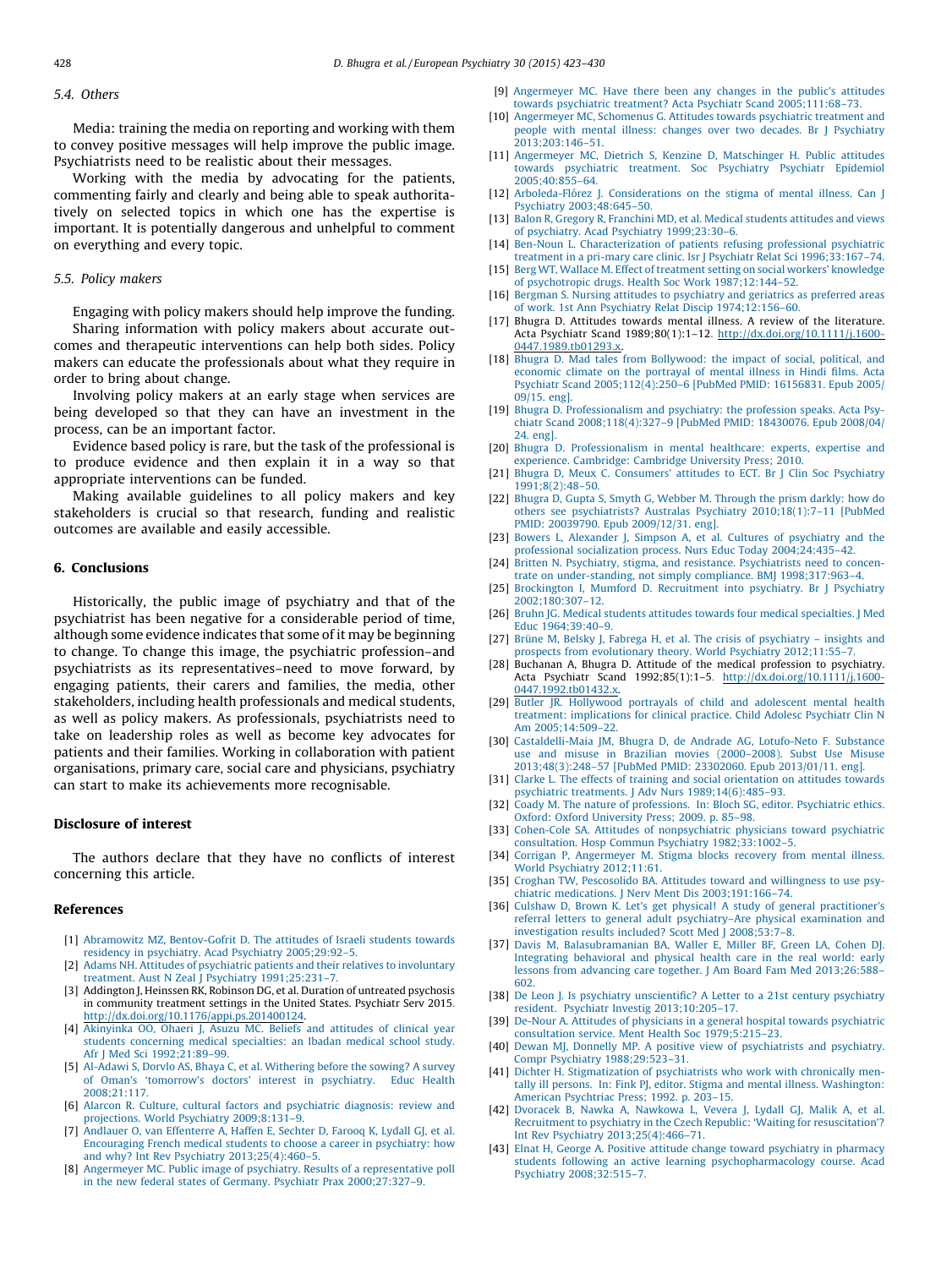### 5.4. Others

Media: training the media on reporting and working with them to convey positive messages will help improve the public image. Psychiatrists need to be realistic about their messages.

Working with the media by advocating for the patients, commenting fairly and clearly and being able to speak authoritatively on selected topics in which one has the expertise is important. It is potentially dangerous and unhelpful to comment on everything and every topic.

### 5.5. Policy makers

Engaging with policy makers should help improve the funding.

Sharing information with policy makers about accurate outcomes and therapeutic interventions can help both sides. Policy makers can educate the professionals about what they require in order to bring about change.

Involving policy makers at an early stage when services are being developed so that they can have an investment in the process, can be an important factor.

Evidence based policy is rare, but the task of the professional is to produce evidence and then explain it in a way so that appropriate interventions can be funded.

Making available guidelines to all policy makers and key stakeholders is crucial so that research, funding and realistic outcomes are available and easily accessible.

## 6. Conclusions

Historically, the public image of psychiatry and that of the psychiatrist has been negative for a considerable period of time, although some evidence indicates that some of it may be beginning to change. To change this image, the psychiatric profession–and psychiatrists as its representatives–need to move forward, by engaging patients, their carers and families, the media, other stakeholders, including health professionals and medical students, as well as policy makers. As professionals, psychiatrists need to take on leadership roles as well as become key advocates for patients and their families. Working in collaboration with patient organisations, primary care, social care and physicians, psychiatry can start to make its achievements more recognisable.

## Disclosure of interest

The authors declare that they have no conflicts of interest concerning this article.

## References

[1] Abramowitz MZ, Bentov-Gofrit D. The attitudes of Israeli students towards residency in psychiatry. Acad Psychiatry 2005;29:92–5.

[2] Adams NH. Attitudes of psychiatric patients and their relatives to involuntary treatment. Aust N Zeal J Psychiatry 1991;25:231–7.

[3] Addington J, Heinssen RK, Robinson DG, et al. Duration of untreated psychosis in community treatment settings in the United States. Psychiatr Serv 2015. http://dx.doi.org/10.1176/appi.ps.201400124.

[4] Akinyinka OO, Ohaeri J, Asuzu MC. Beliefs and attitudes of clinical year students concerning medical specialties: an Ibadan medical school study. Afr J Med Sci 1992;21:89–99.

[5] Al-Adawi S, Dorvlo AS, Bhaya C, et al. Withering before the sowing? A survey of Oman's 'tomorrow's doctors' interest in psychiatry. Educ Health 2008;21:117.

[6] Alarcon R. Culture, cultural factors and psychiatric diagnosis: review and projections. World Psychiatry 2009;8:131–9.

[7] Andlauer O, van Effenterre A, Haffen E, Sechter D, Farooq K, Lydall GJ, et al. Encouraging French medical students to choose a career in psychiatry: how and why? Int Rev Psychiatry 2013;25(4):460–5.

[8] Angermeyer MC. Public image of psychiatry. Results of a representative poll in the new federal states of Germany. Psychiatr Prax 2000;27:327–9.

[9] Angermeyer MC. Have there been any changes in the public's attitudes towards psychiatric treatment? Acta Psychiatr Scand 2005;111:68–73.

[10] Angermeyer MC, Schomenus G. Attitudes towards psychiatric treatment and people with mental illness: changes over two decades. Br J Psychiatry 2013;203:146–51.

[11] Angermeyer MC, Dietrich S, Kenzine D, Matschinger H. Public attitudes towards psychiatric treatment. Soc Psychiatry Psychiatr Epidemiol 2005;40:855–64.

[12] Arboleda-Flórez J. Considerations on the stigma of mental illness. Can J Psychiatry 2003;48:645–50.

[13] Balon R, Gregory R, Franchini MD, et al. Medical students attitudes and views of psychiatry. Acad Psychiatry 1999;23:30–6.

[14] Ben-Noun L. Characterization of patients refusing professional psychiatric treatment in a pri-mary care clinic. Isr J Psychiatr Relat Sci 1996;33:167–74.

[15] Berg WT, Wallace M. Effect of treatment setting on social workers' knowledge of psychotropic drugs. Health Soc Work 1987;12:144–52.

[16] Bergman S. Nursing attitudes to psychiatry and geriatrics as preferred areas of work. 1st Ann Psychiatry Relat Discip 1974;12:156–60.

[17] Bhugra D. Attitudes towards mental illness. A review of the literature. Acta Psychiatr Scand 1989;80(1):1–12. http://dx.doi.org/10.1111/j.1600-0447.1989.tb01293.x.

[18] Bhugra D. Mad tales from Bollywood: the impact of social, political, and economic climate on the portrayal of mental illness in Hindi films. Acta Psychiatr Scand 2005;112(4):250–6 [PubMed PMID: 16156831. Epub 2005/09/15. eng].

[19] Bhugra D. Professionalism and psychiatry: the profession speaks. Acta Psychiatr Scand 2008;118(4):327–9 [PubMed PMID: 18430076. Epub 2008/04/24. eng].

[20] Bhugra D. Professionalism in mental healthcare: experts, expertise and experience. Cambridge: Cambridge University Press; 2010.

[21] Bhugra D, Meux C. Consumers' attitudes to ECT. Br J Clin Soc Psychiatry 1991;8(2):48–50.

[22] Bhugra D, Gupta S, Smyth G, Webber M. Through the prism darkly: how do others see psychiatrists? Australas Psychiatry 2010;18(1):7–11 [PubMed PMID: 20039790. Epub 2009/12/31. eng].

[23] Bowers L, Alexander J, Simpson A, et al. Cultures of psychiatry and the professional socialization process. Nurs Educ Today 2004;24:435–42.

[24] Britten N. Psychiatry, stigma, and resistance. Psychiatrists need to concentrate on under-standing, not simply compliance. BMJ 1998;317:963–4.

[25] Brockington I, Mumford D. Recruitment into psychiatry. Br J Psychiatry 2002;180:307–12.

[26] Bruhn JG. Medical students attitudes towards four medical specialties. J Med Educ 1964;39:40–9.

[27] Brüne M, Belsky J, Fabrega H, et al. The crisis of psychiatry – insights and prospects from evolutionary theory. World Psychiatry 2012;11:55–7.

[28] Buchanan A, Bhugra D. Attitude of the medical profession to psychiatry. Acta Psychiatr Scand 1992;85(1):1–5. http://dx.doi.org/10.1111/j.1600-0447.1992.tb01432.x.

[29] Butler JR. Hollywood portrayals of child and adolescent mental health treatment: implications for clinical practice. Child Adolesc Psychiatr Clin N Am 2005;14:509–22.

[30] Castaldelli-Maia JM, Bhugra D, de Andrade AG, Lotufo-Neto F. Substance use and misuse in Brazilian movies (2000–2008). Subst Use Misuse 2013;48(3):248–57 [PubMed PMID: 23302060. Epub 2013/01/11. eng].

[31] Clarke L. The effects of training and social orientation on attitudes towards psychiatric treatments. J Adv Nurs 1989;14(6):485–93.

[32] Coady M. The nature of professions. In: Bloch SG, editor. Psychiatric ethics. Oxford: Oxford University Press; 2009. p. 85–98.

[33] Cohen-Cole SA. Attitudes of nonpsychiatric physicians toward psychiatric consultation. Hosp Commun Psychiatry 1982;33:1002–5.

[34] Corrigan P, Angermeyer M. Stigma blocks recovery from mental illness. World Psychiatry 2012;11:61.

[35] Croghan TW, Pescosolido BA. Attitudes toward and willingness to use psychiatric medications. J Nerv Ment Dis 2003;191:166–74.

[36] Culshaw D, Brown K. Let's get physical! A study of general practitioner's referral letters to general adult psychiatry–Are physical examination and investigation results included? Scott Med J 2008;53:7–8.

[37] Davis M, Balasubramanian BA, Waller E, Miller BF, Green LA, Cohen DJ. Integrating behavioral and physical health care in the real world: early lessons from advancing care together. J Am Board Fam Med 2013;26:588–602.

[38] De Leon J. Is psychiatry unscientific? A Letter to a 21st century psychiatry resident. Psychiatr Investig 2013;10:205–17.

[39] De-Nour A. Attitudes of physicians in a general hospital towards psychiatric consultation service. Ment Health Soc 1979;5:215–23.

[40] Dewan MJ, Donnelly MP. A positive view of psychiatrists and psychiatry. Compr Psychiatry 1988;29:523–31.

[41] Dichter H. Stigmatization of psychiatrists who work with chronically mentally ill persons. In: Fink PJ, editor. Stigma and mental illness. Washington: American Psychtriac Press; 1992. p. 203–15.

[42] Dvoracek B, Nawka A, Nawkowa L, Vevera J, Lydall GJ, Malik A, et al. Recruitment to psychiatry in the Czech Republic: 'Waiting for resuscitation'? Int Rev Psychiatry 2013;25(4):466–71.

[43] Elnat H, George A. Positive attitude change toward psychiatry in pharmacy students following an active learning psychopharmacology course. Acad Psychiatry 2008;32:515–7.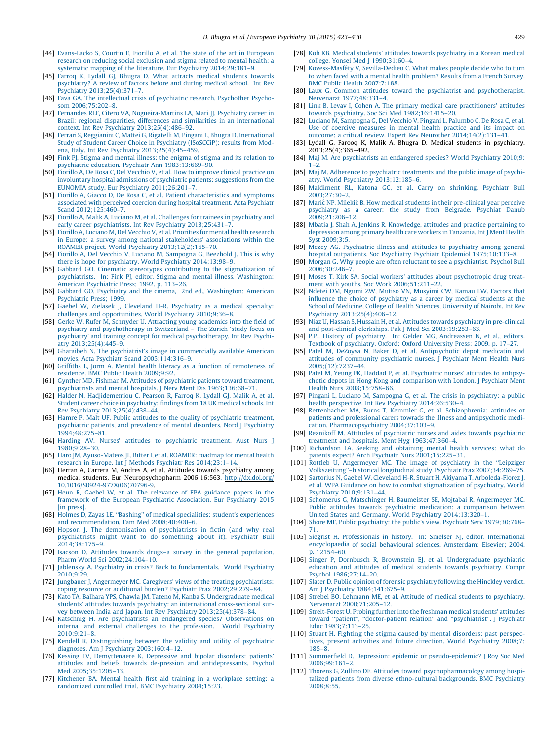[44] Evans-Lacko S, Courtin E, Fiorillo A, et al. The state of the art in European research on reducing social exclusion and stigma related to mental health: a systematic mapping of the literature. Eur Psychiatry 2014;29:381–9.

[45] Farroq K, Lydall GJ, Bhugra D. What attracts medical students towards psychiatry? A review of factors before and during medical school. Int Rev Psychiatry 2013;25(4):371–7.

[46] Fava GA. The intellectual crisis of psychiatric research. Psychother Psychosom 2006;75:202–8.

[47] Fernandes RLF, Citero VA, Nogueira-Martins LA, Mari JJ. Psychiatry career in Brazil: regional disparities, differences and similarities in an international context. Int Rev Psychiatry 2013;25(4):486–92.

[48] Ferrari S, Reggianini C, Mattei G, Rigatelli M, Pingani L, Bhugra D. Inernational Study of Student Career Choice in Psychiatry (ISoSCCiP): results from Modena, Italy. Int Rev Psychiatry 2013;25(4):45–459.

[49] Fink PJ. Stigma and mental illness: the enigma of stigma and its relation to psychiatric education. Psychiatr Ann 1983;13:669–90.

[50] Fiorillo A, De Rosa C, Del Vecchio V, et al. How to improve clinical practice on involuntary hospital admissions of psychiatric patients: suggestions from the EUNOMIA study. Eur Psychiatry 2011;26:201–7.

[51] Fiorillo A, Giacco D, De Rosa C, et al. Patient characteristics and symptoms associated with perceived coercion during hospital treatment. Acta Psychiatr Scand 2012;125:460–7.

[52] Fiorillo A, Malik A, Luciano M, et al. Challenges for trainees in psychiatry and early career psychiatrists. Int Rev Psychiatry 2013;25:431–7.

[53] Fiorillo A, Luciano M, Del Vecchio V, et al. Priorities for mental health research in Europe: a survey among national stakeholders' associations within the ROAMER project. World Psychiatry 2013;12(2):165–70.

[54] Fiorillo A, Del Vecchio V, Luciano M, Sampogna G, Beezhold J. This is why there is hope for psychiatry. World Psychiatry 2014;13:98–9.

[55] Gabbard GO. Cinematic stereotypes contributing to the stigmatization of psychiatrists. In: Fink PJ, editor. Stigma and mental illness. Washington: American Psychiatric Press; 1992. p. 113–26.

[56] Gabbard GO. Psychiatry and the cinema, 2nd ed., Washington: American Psychiatric Press; 1999.

[57] Gaebel W, Zielasek J, Cleveland H-R. Psychiatry as a medical specialty: challenges and opportunities. World Psychiatry 2010;9:36–8.

[58] Gerke W, Rufer M, Schnyder U. Attracting young academics into the field of psychiatry and psychotherapy in Switzerland – The Zurich 'study focus on psychiatry' and training concept for medical psychotherapy. Int Rev Psychiatry 2013;25(4):445–9.

[59] Gharaibeh N. The psychiatrist's image in commercially available American movies. Acta Psychiatr Scand 2005;114:316–9.

[60] Griffiths L, Jorm A. Mental health literacy as a function of remoteness of residence. BMC Public Health 2009;9:92.

[61] Gynther MD, Fishman M. Attitudes of psychiatric patients toward treatment, psychiatrists and mental hospitals. J Nerv Ment Dis 1963;136:68–71.

[62] Halder N, Hadjidemetriou C, Pearson R, Farroq K, Lydall GJ, Malik A, et al. Student career choice in psychiatry: findings from 18 UK medical schools. Int Rev Psychiatry 2013;25(4):438–44.

[63] Hamre P, Malt UF. Public attitudes to the quality of psychiatric treatment, psychiatric patients, and prevalence of mental disorders. Nord J Psychiatry 1994;48:275–81.

[64] Harding AV. Nurses' attitudes to psychiatric treatment. Aust Nurs J 1980;9:28–30.

[65] Haro JM, Ayuso-Mateos JL, Bitter I, et al. ROAMER: roadmap for mental health research in Europe. Int J Methods Psychiatr Res 2014;23:1–14.

[66] Herran A, Carrera M, Andres A, et al. Attitudes towards psychiatry among medical students. Eur Neuropsychopharm 2006;16:563. http://dx.doi.org/10.1016/S0924-977X(06)70796-9.

[67] Heun R, Gaebel W, et al. The relevance of EPA guidance papers in the framework of the European Psychiatric Association. Eur Psychiatry 2015 [in press].

[68] Holmes D, Zayas LE. "Bashing" of medical specialities: student's experiences and recommendation. Fam Med 2008;40:400–6.

[69] Hopson J. The demonisation of psychiatrists in fictin (and why real psychiatrists might want to do something about it). Psychiatr Bull 2014;38:175–9.

[70] Isacson D. Attitudes towards drugs– a survey in the general population. Pharm World Sci 2002;24:104–10.

[71] Jablensky A. Psychiatry in crisis? Back to fundamentals. World Psychiatry 2010;9:29.

[72] Jungbauer J, Angermeyer MC. Caregivers' views of the treating psychiatrists: coping resource or additional burden? Psychiatr Prax 2002;29:279–84.

[73] Kato TA, Balhara YPS, Chawla JM, Tateno M, Kanba S. Undergraduate medical students' attitudes towards psychiatry: an international cross-sectional survey between India and Japan. Int Rev Psychiatry 2013;25(4):378–84.

[74] Katschnig H. Are psychiatrists an endangered species? Observations on internal and external challenges to the profession. World Psychiatry 2010;9:21–8.

[75] Kendell R. Distinguishing between the validity and utility of psychiatric diagnoses. Am J Psychiatry 2003;160:4–12.

[76] Kessing LV, Demyttenaere K. Depressive and bipolar disorders: patients' attitudes and beliefs towards de-pression and antidepressants. Psychol Med 2005;35:1205–13.

[77] Kitchener BA. Mental health first aid training in a workplace setting: a randomized controlled trial. BMC Psychiatry 2004;15:23.

[78] Koh KB. Medical students' attitudes towards psychiatry in a Korean medical college. Yonsei Med J 1990;31:60–4.

[79] Kovess-Masféty V, Sevilla-Dedieu C. What makes people decide who to turn to when faced with a mental health problem? Results from a French Survey. BMC Public Health 2007;7:188.

[80] Laux G. Common attitudes toward the psychiatrist and psychotherapist. Nervenarzt 1977;48:331–4.

[81] Link B, Levav I, Cohen A. The primary medical care practitioners' attitudes towards psychiatry. Soc Sci Med 1982;16:1415–20.

[82] Luciano M, Sampogna G, Del Vecchio V, Pingani L, Palumbo C, De Rosa C, et al. Use of coercive measures in mental health practice and its impact on outcome: a critical review. Expert Rev Neurother 2014;14(2):131–41.

[83] Lydall G, Farooq K, Malik A, Bhugra D. Medical students in psychiatry. 2013;25(4):365–492.

[84] Maj M. Are psychiatrists an endangered species? World Psychiatry 2010;9: 1–2.

[85] Maj M. Adherence to psychiatric treatments and the public image of psychiatry. World Psychiatry 2013;12:185–6.

[86] Maldiment RL, Katona GC, et al. Carry on shrinking. Psychiatr Bull 2003;27:30–2.

[87] Marić NP, Milekić B. How medical students in their pre-clinical year perceive psychiatry as a career: the study from Belgrade. Psychiat Danub 2009;21:206–12.

[88] Mbatia J, Shah A, Jenkins R. Knowledge, attitudes and practice pertaining to depression among primary health care workers in Tanzania. Int J Ment Health Syst 2009;3:5.

[89] Mezey AG. Psychiatric illness and attitudes to psychiatry among general hospital outpatients. Soc Psychiatry Psychiatr Epidemiol 1975;10:133–8.

[90] Morgan G. Why people are often reluctant to see a psychiatrist. Psychol Bull 2006;30:246–7.

[91] Moses T, Kirk SA. Social workers' attitudes about psychotropic drug treatment with youths. Soc Work 2006;51:211–22.

[92] Ndetei DM, Ngumi ZW, Mutiso VN, Musyimi CW, Kamau LW. Factors that influence the choice of psychiatry as a career by medical students at the School of Medicine, College of Health Sciences, University of Nairobi. Int Rev Psychiatry 2013;25(4):406–12.

[93] Niaz U, Hassan S, Hussain H, et al. Attitudes towards psychiatry in pre-clinical and post-clinical clerkships. Pak J Med Sci 2003;19:253–63.

[94] P.P.. History of psychiatry. In: Gelder MG, Andreassen N, et al., editors. Textbook of psychiatry. Oxford: Oxford University Press; 2009. p. 17–27.

[95] Patel M, DeZoysa N, Baker D, et al. Antipsychotic depot medicatin and attitudes of community psychiatric nurses. J Psychiatr Ment Health Nurs 2005;(12):7237–44.

[96] Patel M, Yeung FK, Haddad P, et al. Psychiatric nurses' attitudes to antipsychotic depots in Hong Kong and comparison with London. J Psychiatr Ment Health Nurs 2008;15:758–66.

[97] Pingani L, Luciano M, Sampogna G, et al. The crisis in psychiatry: a public health perspective. Int Rev Psychiatry 2014;26:530–4.

[98] Rettenbacher MA, Burns T, Kemmler G, et al. Schizophrenia: attitudes ot patients and professional carers towrads the illness and antipsychotic medication. Pharmacopsychiatry 2004;37:103–9.

[99] Reznikoff M. Attitudes of psychiatric nurses and aides towards psychiatric treatment and hospitals. Ment Hyg 1963;47:360–4.

[100] Richardson LA. Seeking and obtaining mental health services: what do parents expect? Arch Psychiatr Nurs 2001;15:225–31.

[101] Rottleb U, Angermeyer MC. The image of psychiatry in the "Leipziger Volkszeitung"–historical longitudinal study. Psychiatr Prax 2007;34:269–75.

[102] Sartorius N, Gaebel W, Cleveland H-R, Stuart H, Akiyama T, Arboleda-Florez J, et al. WPA Guidance on how to combat stigmatization of psychiatry. World Psychiatry 2010;9:131–44.

[103] Schomerus G, Matschinger H, Baumeister SE, Mojtabai R, Angermeyer MC. Public attitudes towards psychiatric medication: a comparison between United States and Germany. World Psychiatry 2014;13:320–1.

[104] Shore MF. Public psychiatry: the public's view. Psychiatr Serv 1979;30:768–71.

[105] Siegrist H. Professionals in history. In: Smelser NJ, editor. International encyclopaedia of social behavioural sciences. Amsterdam: Elsevier; 2004. p. 12154–60.

[106] Singer P, Dornbusch R, Brownstein EJ, et al. Undergraduate psychiatric education and attitudes of medical students towards psychiatry. Compr Psychiatry 1986;27:14–20.

[107] Slater D. Public opinion of forensic psychiatry following the Hinckley verdict. Am J Psychiatry 1884;141:675–9.

[108] Strebel BO, Lehmann ME, et al. Attitude of medical students to psychiatry. Nervenarzt 2000;71:205–12.

[109] Streit-Forest U. Probing further into the freshman medical students' attitudes toward "patient", "doctor-patient relation" and "psychiatrist". J Psychiatr Educ 1983;7:113–25.

[110] Stuart H. Fighting the stigma caused by mental disorders: past perspectives, present activities and future direction. World Psychiatry 2008;7: 185–8.

[111] Summerfield D. Depression: epidemic or pseudo-epidemic? J Roy Soc Med 2006;99:161–2.

[112] Thorens G, Zullino DF. Attitudes toward psychopharmacology among hospitalized patients from diverse ethno-cultural backgrounds. BMC Psychiatry 2008;8:55.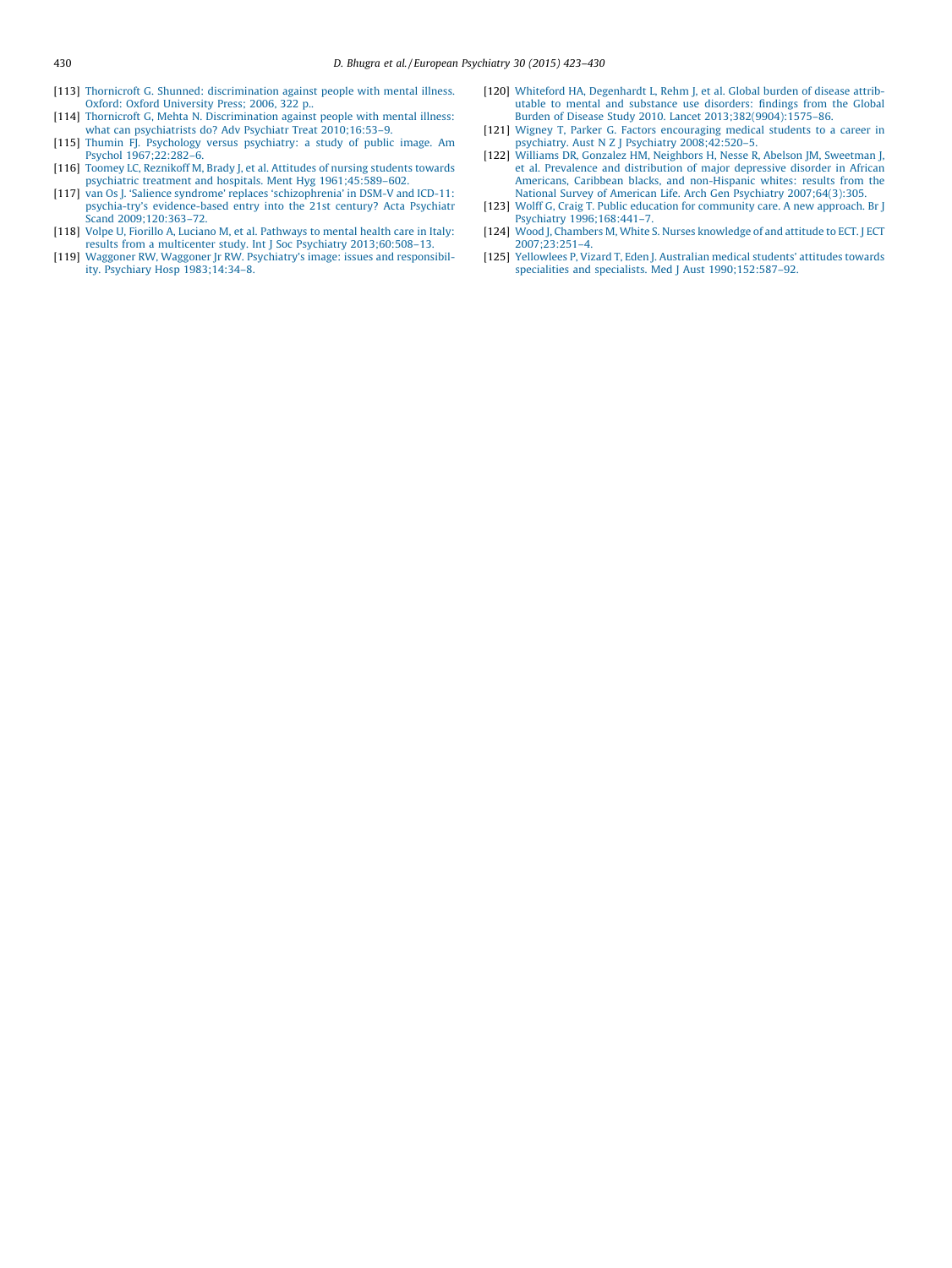[113] Thornicroft G. Shunned: discrimination against people with mental illness. Oxford: Oxford University Press; 2006, 322 p..

[114] Thornicroft G, Mehta N. Discrimination against people with mental illness: what can psychiatrists do? Adv Psychiatr Treat 2010;16:53–9.

[115] Thumin FJ. Psychology versus psychiatry: a study of public image. Am Psychol 1967;22:282–6.

[116] Toomey LC, Reznikoff M, Brady J, et al. Attitudes of nursing students towards psychiatric treatment and hospitals. Ment Hyg 1961;45:589–602.

[117] van Os J. 'Salience syndrome' replaces 'schizophrenia' in DSM-V and ICD-11: psychia-try's evidence-based entry into the 21st century? Acta Psychiatr Scand 2009;120:363–72.

[118] Volpe U, Fiorillo A, Luciano M, et al. Pathways to mental health care in Italy: results from a multicenter study. Int J Soc Psychiatry 2013;60:508–13.

[119] Waggoner RW, Waggoner Jr RW. Psychiatry's image: issues and responsibility. Psychiary Hosp 1983;14:34–8.

[120] Whiteford HA, Degenhardt L, Rehm J, et al. Global burden of disease attributable to mental and substance use disorders: findings from the Global Burden of Disease Study 2010. Lancet 2013;382(9904):1575–86.

[121] Wigney T, Parker G. Factors encouraging medical students to a career in psychiatry. Aust N Z J Psychiatry 2008;42:520–5.

[122] Williams DR, Gonzalez HM, Neighbors H, Nesse R, Abelson JM, Sweetman J, et al. Prevalence and distribution of major depressive disorder in African Americans, Caribbean blacks, and non-Hispanic whites: results from the National Survey of American Life. Arch Gen Psychiatry 2007;64(3):305.

[123] Wolff G, Craig T. Public education for community care. A new approach. Br J Psychiatry 1996;168:441–7.

[124] Wood J, Chambers M, White S. Nurses knowledge of and attitude to ECT. J ECT 2007;23:251–4.

[125] Yellowlees P, Vizard T, Eden J. Australian medical students' attitudes towards specialities and specialists. Med J Aust 1990;152:587–92.